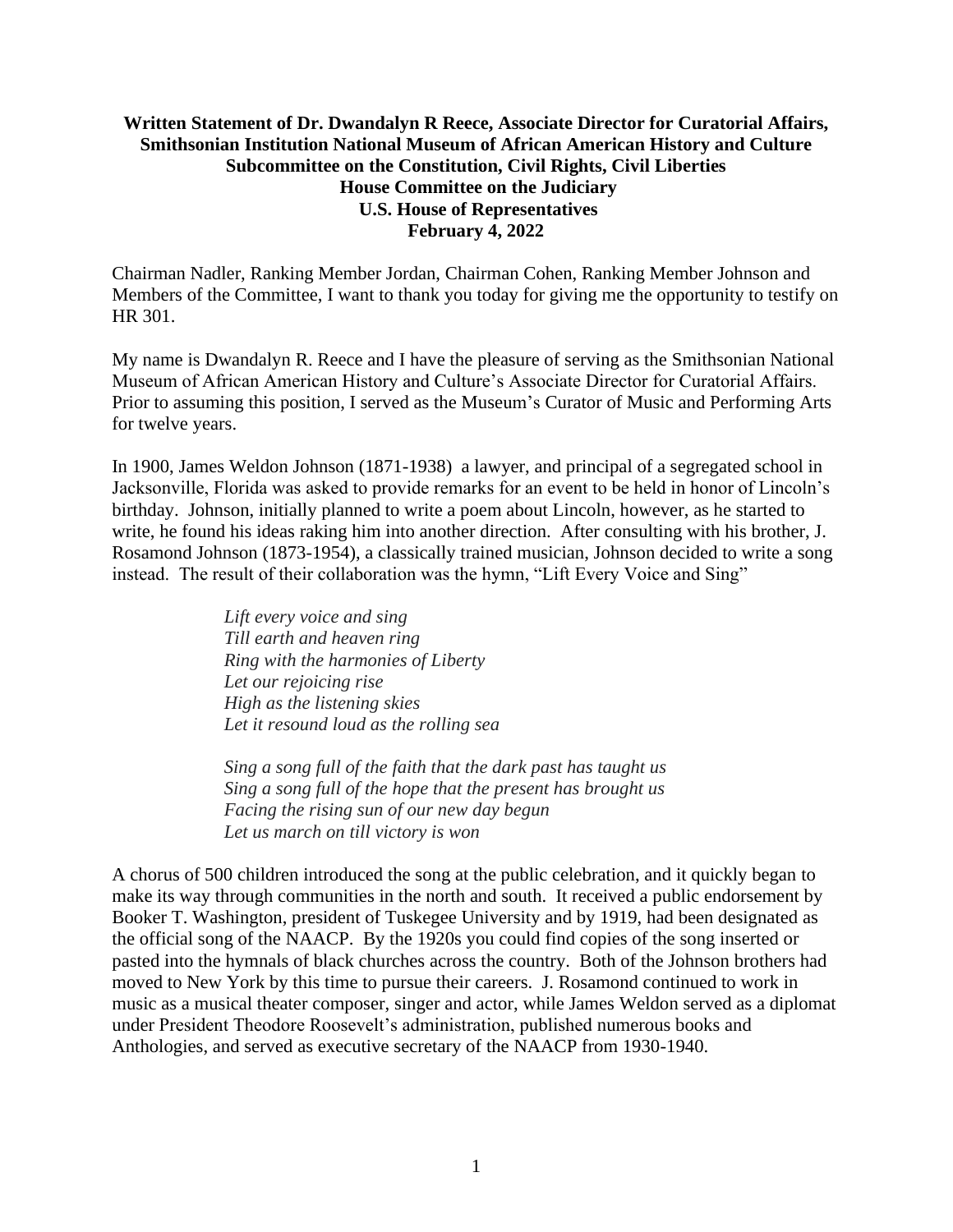**Written Statement of Dr. Dwandalyn R Reece, Associate Director for Curatorial Affairs, Smithsonian Institution National Museum of African American History and Culture Subcommittee on the Constitution, Civil Rights, Civil Liberties House Committee on the Judiciary U.S. House of Representatives February 4, 2022**

Chairman Nadler, Ranking Member Jordan, Chairman Cohen, Ranking Member Johnson and Members of the Committee, I want to thank you today for giving me the opportunity to testify on HR 301.

My name is Dwandalyn R. Reece and I have the pleasure of serving as the Smithsonian National Museum of African American History and Culture's Associate Director for Curatorial Affairs. Prior to assuming this position, I served as the Museum's Curator of Music and Performing Arts for twelve years.

In 1900, James Weldon Johnson (1871-1938) a lawyer, and principal of a segregated school in Jacksonville, Florida was asked to provide remarks for an event to be held in honor of Lincoln's birthday. Johnson, initially planned to write a poem about Lincoln, however, as he started to write, he found his ideas raking him into another direction. After consulting with his brother, J. Rosamond Johnson (1873-1954), a classically trained musician, Johnson decided to write a song instead. The result of their collaboration was the hymn, "Lift Every Voice and Sing"

> *Lift every voice and sing*
> *Till earth and heaven ring*
> *Ring with the harmonies of Liberty*
> *Let our rejoicing rise*
> *High as the listening skies*
> *Let it resound loud as the rolling sea*
>
> *Sing a song full of the faith that the dark past has taught us*
> *Sing a song full of the hope that the present has brought us*
> *Facing the rising sun of our new day begun*
> *Let us march on till victory is won*

A chorus of 500 children introduced the song at the public celebration, and it quickly began to make its way through communities in the north and south. It received a public endorsement by Booker T. Washington, president of Tuskegee University and by 1919, had been designated as the official song of the NAACP. By the 1920s you could find copies of the song inserted or pasted into the hymnals of black churches across the country. Both of the Johnson brothers had moved to New York by this time to pursue their careers. J. Rosamond continued to work in music as a musical theater composer, singer and actor, while James Weldon served as a diplomat under President Theodore Roosevelt's administration, published numerous books and Anthologies, and served as executive secretary of the NAACP from 1930-1940.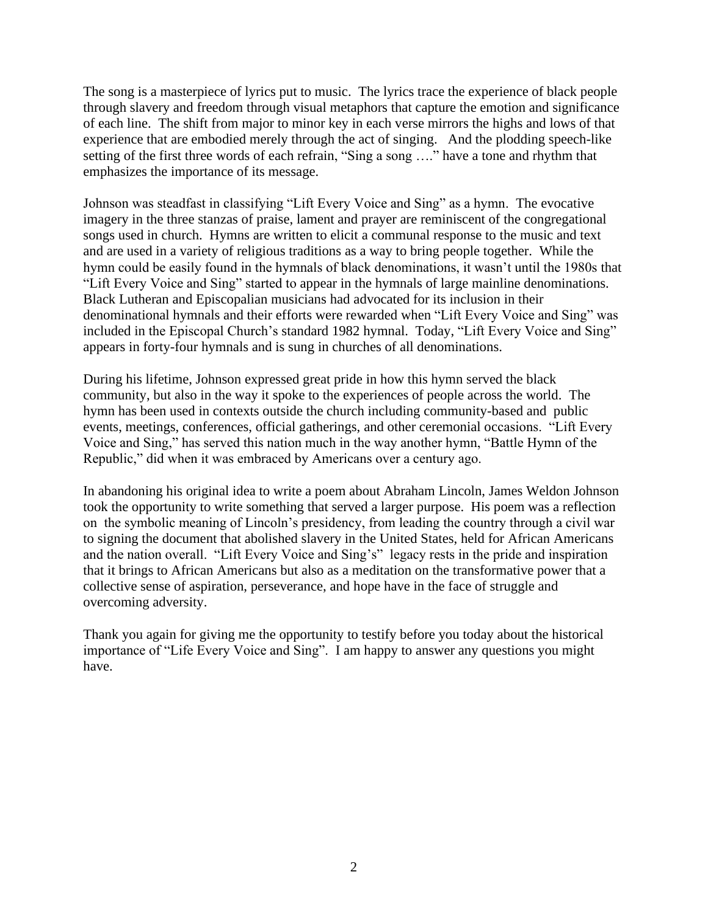The song is a masterpiece of lyrics put to music. The lyrics trace the experience of black people through slavery and freedom through visual metaphors that capture the emotion and significance of each line. The shift from major to minor key in each verse mirrors the highs and lows of that experience that are embodied merely through the act of singing. And the plodding speech-like setting of the first three words of each refrain, "Sing a song …." have a tone and rhythm that emphasizes the importance of its message.

Johnson was steadfast in classifying "Lift Every Voice and Sing" as a hymn. The evocative imagery in the three stanzas of praise, lament and prayer are reminiscent of the congregational songs used in church. Hymns are written to elicit a communal response to the music and text and are used in a variety of religious traditions as a way to bring people together. While the hymn could be easily found in the hymnals of black denominations, it wasn't until the 1980s that "Lift Every Voice and Sing" started to appear in the hymnals of large mainline denominations. Black Lutheran and Episcopalian musicians had advocated for its inclusion in their denominational hymnals and their efforts were rewarded when "Lift Every Voice and Sing" was included in the Episcopal Church's standard 1982 hymnal. Today, "Lift Every Voice and Sing" appears in forty-four hymnals and is sung in churches of all denominations.

During his lifetime, Johnson expressed great pride in how this hymn served the black community, but also in the way it spoke to the experiences of people across the world. The hymn has been used in contexts outside the church including community-based and public events, meetings, conferences, official gatherings, and other ceremonial occasions. "Lift Every Voice and Sing," has served this nation much in the way another hymn, "Battle Hymn of the Republic," did when it was embraced by Americans over a century ago.

In abandoning his original idea to write a poem about Abraham Lincoln, James Weldon Johnson took the opportunity to write something that served a larger purpose. His poem was a reflection on the symbolic meaning of Lincoln's presidency, from leading the country through a civil war to signing the document that abolished slavery in the United States, held for African Americans and the nation overall. "Lift Every Voice and Sing's" legacy rests in the pride and inspiration that it brings to African Americans but also as a meditation on the transformative power that a collective sense of aspiration, perseverance, and hope have in the face of struggle and overcoming adversity.

Thank you again for giving me the opportunity to testify before you today about the historical importance of "Life Every Voice and Sing". I am happy to answer any questions you might have.